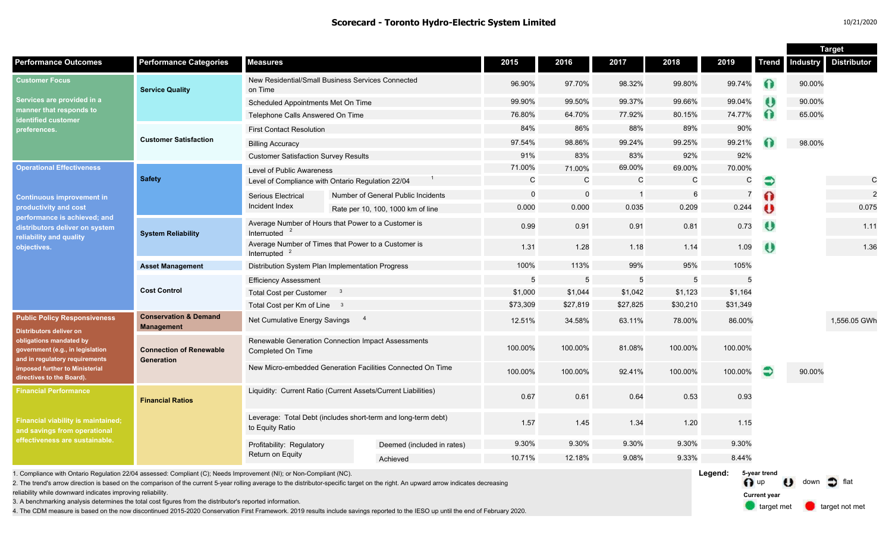# Scorecard - Toronto Hydro-Electric System Limited

10/21/2020

| Performance Outcomes | Performance Categories | Measures | | 2015 | 2016 | 2017 | 2018 | 2019 | Trend | Target: Industry | Target: Distributor |
|---|---|---|---|---|---|---|---|---|---|---|---|
| **Customer Focus** Services are provided in a manner that responds to identified customer preferences. | Service Quality | New Residential/Small Business Services Connected on Time | | 96.90% | 97.70% | 98.32% | 99.80% | 99.74% | up | 90.00% | |
| | | Scheduled Appointments Met On Time | | 99.90% | 99.50% | 99.37% | 99.66% | 99.04% | down | 90.00% | |
| | | Telephone Calls Answered On Time | | 76.80% | 64.70% | 77.92% | 80.15% | 74.77% | up | 65.00% | |
| | Customer Satisfaction | First Contact Resolution | | 84% | 86% | 88% | 89% | 90% | | | |
| | | Billing Accuracy | | 97.54% | 98.86% | 99.24% | 99.25% | 99.21% | up | 98.00% | |
| | | Customer Satisfaction Survey Results | | 91% | 83% | 83% | 92% | 92% | | | |
| **Operational Effectiveness** Continuous improvement in productivity and cost performance is achieved; and distributors deliver on system reliability and quality objectives. | Safety | Level of Public Awareness | | 71.00% | 71.00% | 69.00% | 69.00% | 70.00% | | | |
| | | Level of Compliance with Ontario Regulation 22/04 [1] | | C | C | C | C | C | flat | | C |
| | | Serious Electrical Incident Index | Number of General Public Incidents | 0 | 0 | 1 | 6 | 7 | up | | 2 |
| | | | Rate per 10, 100, 1000 km of line | 0.000 | 0.000 | 0.035 | 0.209 | 0.244 | down | | 0.075 |
| | System Reliability | Average Number of Hours that Power to a Customer is Interrupted [2] | | 0.99 | 0.91 | 0.91 | 0.81 | 0.73 | down | | 1.11 |
| | | Average Number of Times that Power to a Customer is Interrupted [2] | | 1.31 | 1.28 | 1.18 | 1.14 | 1.09 | down | | 1.36 |
| | Asset Management | Distribution System Plan Implementation Progress | | 100% | 113% | 99% | 95% | 105% | | | |
| | Cost Control | Efficiency Assessment | | 5 | 5 | 5 | 5 | 5 | | | |
| | | Total Cost per Customer [3] | | $1,000 | $1,044 | $1,042 | $1,123 | $1,164 | | | |
| | | Total Cost per Km of Line [3] | | $73,309 | $27,819 | $27,825 | $30,210 | $31,349 | | | |
| **Public Policy Responsiveness** Distributors deliver on obligations mandated by government (e.g., in legislation and in regulatory requirements imposed further to Ministerial directives to the Board). | Conservation & Demand Management | Net Cumulative Energy Savings [4] | | 12.51% | 34.58% | 63.11% | 78.00% | 86.00% | | | 1,556.05 GWh |
| | Connection of Renewable Generation | Renewable Generation Connection Impact Assessments Completed On Time | | 100.00% | 100.00% | 81.08% | 100.00% | 100.00% | | | |
| | | New Micro-embedded Generation Facilities Connected On Time | | 100.00% | 100.00% | 92.41% | 100.00% | 100.00% | flat | 90.00% | |
| **Financial Performance** Financial viability is maintained; and savings from operational effectiveness are sustainable. | Financial Ratios | Liquidity: Current Ratio (Current Assets/Current Liabilities) | | 0.67 | 0.61 | 0.64 | 0.53 | 0.93 | | | |
| | | Leverage: Total Debt (includes short-term and long-term debt) to Equity Ratio | | 1.57 | 1.45 | 1.34 | 1.20 | 1.15 | | | |
| | | Profitability: Regulatory Return on Equity | Deemed (included in rates) | 9.30% | 9.30% | 9.30% | 9.30% | 9.30% | | | |
| | | | Achieved | 10.71% | 12.18% | 9.08% | 9.33% | 8.44% | | | |

1. Compliance with Ontario Regulation 22/04 assessed: Compliant (C); Needs Improvement (NI); or Non-Compliant (NC).
2. The trend's arrow direction is based on the comparison of the current 5-year rolling average to the distributor-specific target on the right. An upward arrow indicates decreasing reliability while downward indicates improving reliability.
3. A benchmarking analysis determines the total cost figures from the distributor's reported information.
4. The CDM measure is based on the now discontinued 2015-2020 Conservation First Framework. 2019 results include savings reported to the IESO up until the end of February 2020.

**Legend:**
5-year trend: up, down, flat
Current year: target met, target not met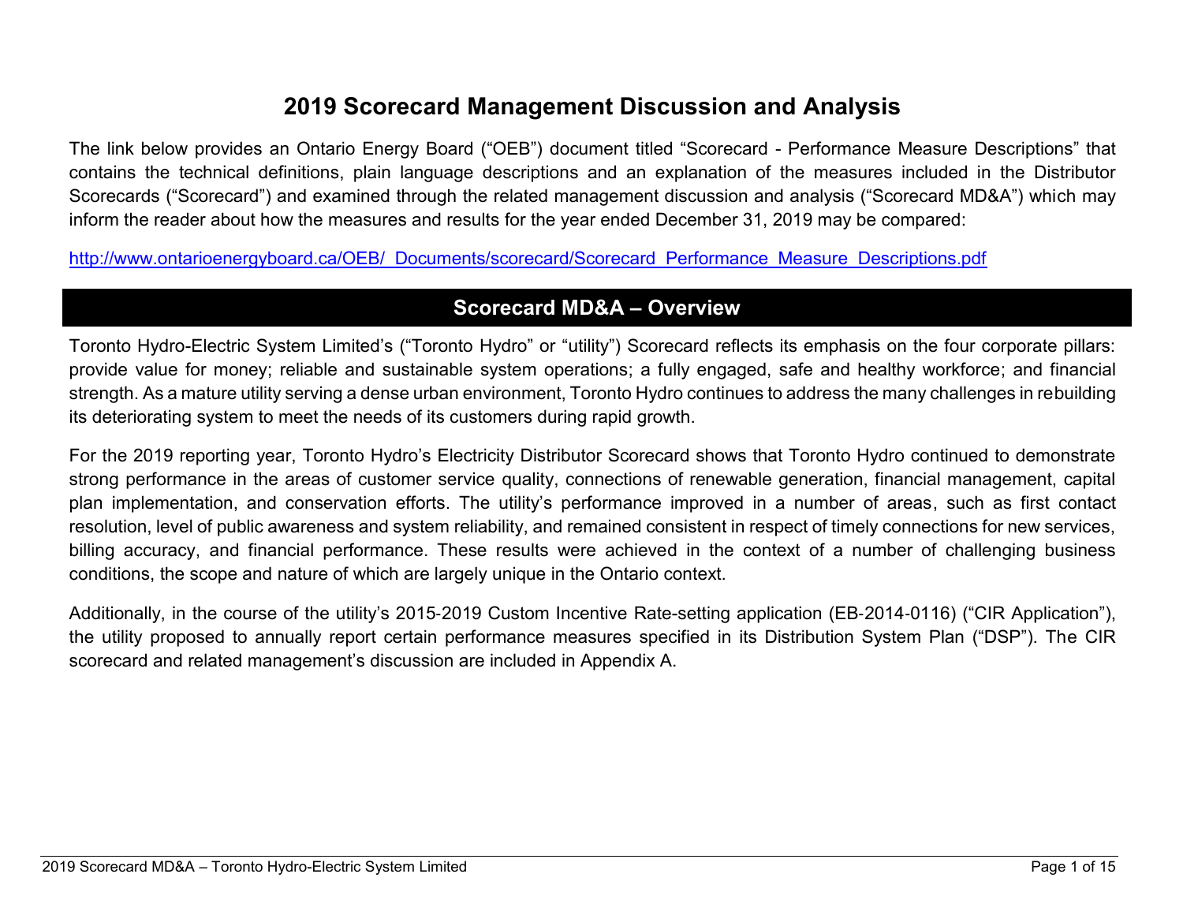# 2019 Scorecard Management Discussion and Analysis

The link below provides an Ontario Energy Board ("OEB") document titled "Scorecard - Performance Measure Descriptions" that contains the technical definitions, plain language descriptions and an explanation of the measures included in the Distributor Scorecards ("Scorecard") and examined through the related management discussion and analysis ("Scorecard MD&A") which may inform the reader about how the measures and results for the year ended December 31, 2019 may be compared:

http://www.ontarioenergyboard.ca/OEB/_Documents/scorecard/Scorecard_Performance_Measure_Descriptions.pdf

## Scorecard MD&A – Overview

Toronto Hydro-Electric System Limited's ("Toronto Hydro" or "utility") Scorecard reflects its emphasis on the four corporate pillars: provide value for money; reliable and sustainable system operations; a fully engaged, safe and healthy workforce; and financial strength. As a mature utility serving a dense urban environment, Toronto Hydro continues to address the many challenges in rebuilding its deteriorating system to meet the needs of its customers during rapid growth.

For the 2019 reporting year, Toronto Hydro's Electricity Distributor Scorecard shows that Toronto Hydro continued to demonstrate strong performance in the areas of customer service quality, connections of renewable generation, financial management, capital plan implementation, and conservation efforts. The utility's performance improved in a number of areas, such as first contact resolution, level of public awareness and system reliability, and remained consistent in respect of timely connections for new services, billing accuracy, and financial performance. These results were achieved in the context of a number of challenging business conditions, the scope and nature of which are largely unique in the Ontario context.

Additionally, in the course of the utility's 2015-2019 Custom Incentive Rate-setting application (EB-2014-0116) ("CIR Application"), the utility proposed to annually report certain performance measures specified in its Distribution System Plan ("DSP"). The CIR scorecard and related management's discussion are included in Appendix A.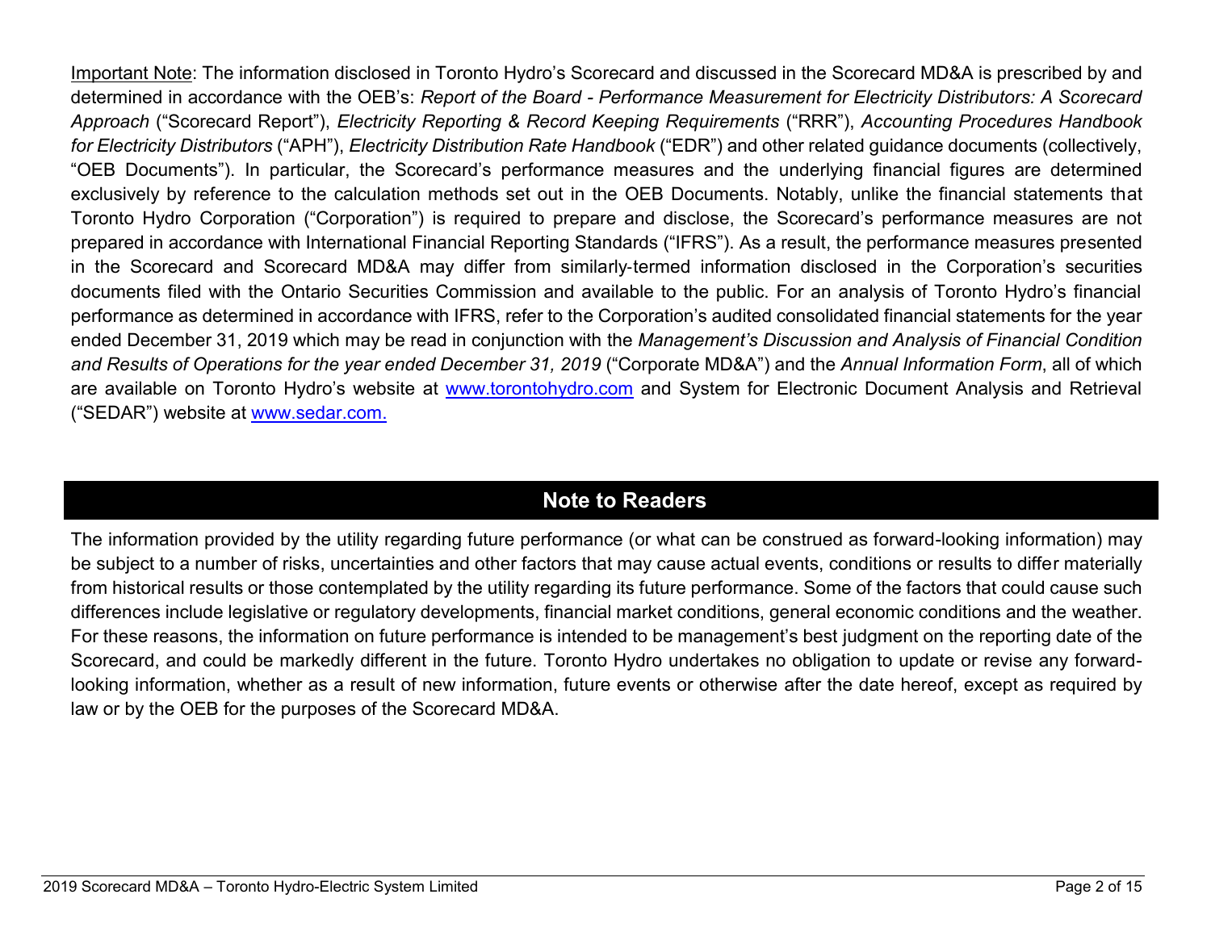<u>Important Note</u>: The information disclosed in Toronto Hydro's Scorecard and discussed in the Scorecard MD&A is prescribed by and determined in accordance with the OEB's: *Report of the Board - Performance Measurement for Electricity Distributors: A Scorecard Approach* ("Scorecard Report"), *Electricity Reporting & Record Keeping Requirements* ("RRR"), *Accounting Procedures Handbook for Electricity Distributors* ("APH"), *Electricity Distribution Rate Handbook* ("EDR") and other related guidance documents (collectively, "OEB Documents"). In particular, the Scorecard's performance measures and the underlying financial figures are determined exclusively by reference to the calculation methods set out in the OEB Documents. Notably, unlike the financial statements that Toronto Hydro Corporation ("Corporation") is required to prepare and disclose, the Scorecard's performance measures are not prepared in accordance with International Financial Reporting Standards ("IFRS"). As a result, the performance measures presented in the Scorecard and Scorecard MD&A may differ from similarly-termed information disclosed in the Corporation's securities documents filed with the Ontario Securities Commission and available to the public. For an analysis of Toronto Hydro's financial performance as determined in accordance with IFRS, refer to the Corporation's audited consolidated financial statements for the year ended December 31, 2019 which may be read in conjunction with the *Management's Discussion and Analysis of Financial Condition and Results of Operations for the year ended December 31, 2019* ("Corporate MD&A") and the *Annual Information Form*, all of which are available on Toronto Hydro's website at [www.torontohydro.com](http://www.torontohydro.com) and System for Electronic Document Analysis and Retrieval ("SEDAR") website at [www.sedar.com.](http://www.sedar.com)

## Note to Readers

The information provided by the utility regarding future performance (or what can be construed as forward-looking information) may be subject to a number of risks, uncertainties and other factors that may cause actual events, conditions or results to differ materially from historical results or those contemplated by the utility regarding its future performance. Some of the factors that could cause such differences include legislative or regulatory developments, financial market conditions, general economic conditions and the weather. For these reasons, the information on future performance is intended to be management's best judgment on the reporting date of the Scorecard, and could be markedly different in the future. Toronto Hydro undertakes no obligation to update or revise any forward-looking information, whether as a result of new information, future events or otherwise after the date hereof, except as required by law or by the OEB for the purposes of the Scorecard MD&A.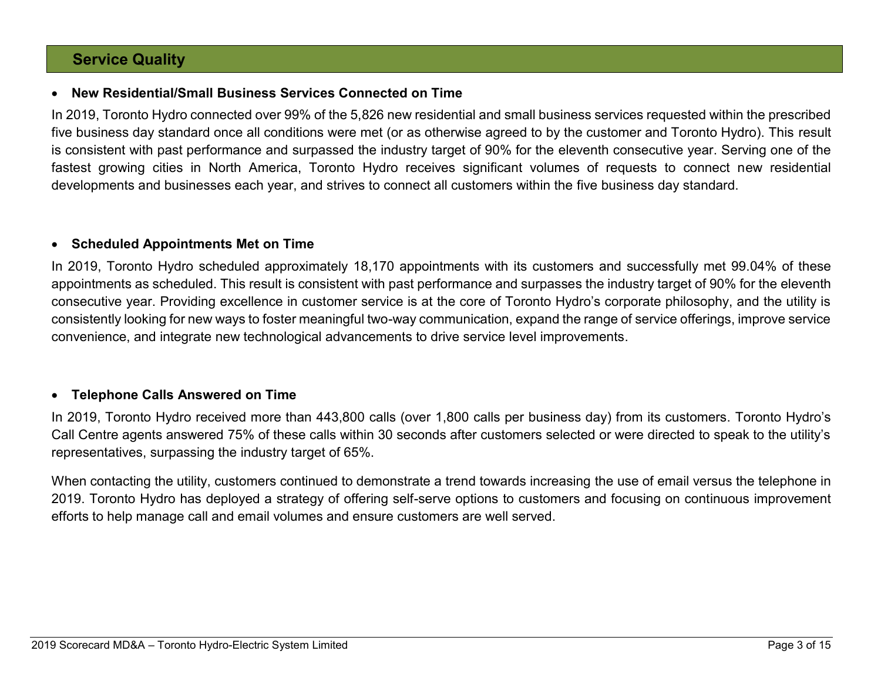## Service Quality

- **New Residential/Small Business Services Connected on Time**

In 2019, Toronto Hydro connected over 99% of the 5,826 new residential and small business services requested within the prescribed five business day standard once all conditions were met (or as otherwise agreed to by the customer and Toronto Hydro). This result is consistent with past performance and surpassed the industry target of 90% for the eleventh consecutive year. Serving one of the fastest growing cities in North America, Toronto Hydro receives significant volumes of requests to connect new residential developments and businesses each year, and strives to connect all customers within the five business day standard.

- **Scheduled Appointments Met on Time**

In 2019, Toronto Hydro scheduled approximately 18,170 appointments with its customers and successfully met 99.04% of these appointments as scheduled. This result is consistent with past performance and surpasses the industry target of 90% for the eleventh consecutive year. Providing excellence in customer service is at the core of Toronto Hydro's corporate philosophy, and the utility is consistently looking for new ways to foster meaningful two-way communication, expand the range of service offerings, improve service convenience, and integrate new technological advancements to drive service level improvements.

- **Telephone Calls Answered on Time**

In 2019, Toronto Hydro received more than 443,800 calls (over 1,800 calls per business day) from its customers. Toronto Hydro's Call Centre agents answered 75% of these calls within 30 seconds after customers selected or were directed to speak to the utility's representatives, surpassing the industry target of 65%.

When contacting the utility, customers continued to demonstrate a trend towards increasing the use of email versus the telephone in 2019. Toronto Hydro has deployed a strategy of offering self-serve options to customers and focusing on continuous improvement efforts to help manage call and email volumes and ensure customers are well served.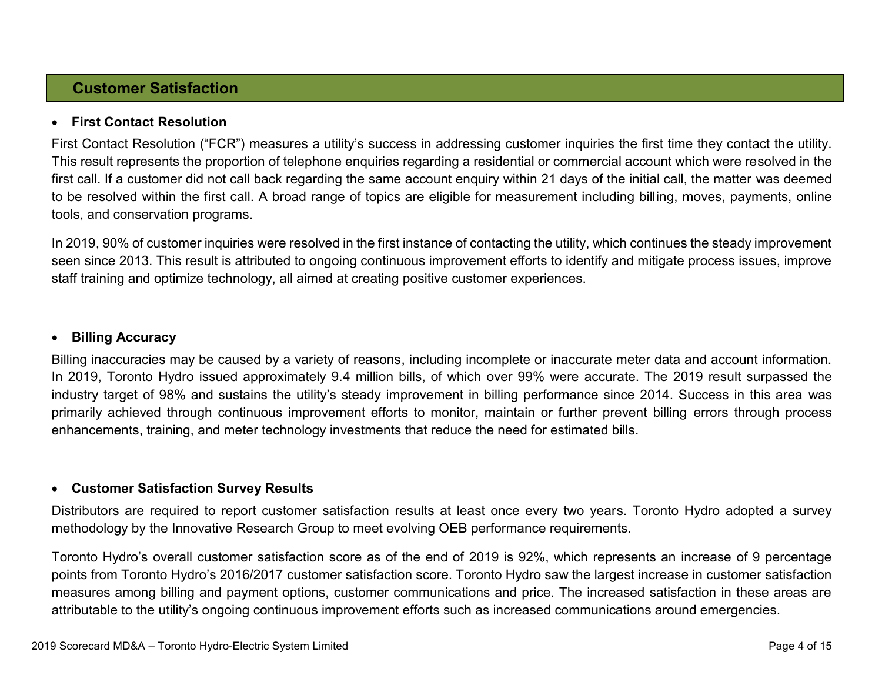## Customer Satisfaction

- **First Contact Resolution**

First Contact Resolution ("FCR") measures a utility's success in addressing customer inquiries the first time they contact the utility. This result represents the proportion of telephone enquiries regarding a residential or commercial account which were resolved in the first call. If a customer did not call back regarding the same account enquiry within 21 days of the initial call, the matter was deemed to be resolved within the first call. A broad range of topics are eligible for measurement including billing, moves, payments, online tools, and conservation programs.

In 2019, 90% of customer inquiries were resolved in the first instance of contacting the utility, which continues the steady improvement seen since 2013. This result is attributed to ongoing continuous improvement efforts to identify and mitigate process issues, improve staff training and optimize technology, all aimed at creating positive customer experiences.

- **Billing Accuracy**

Billing inaccuracies may be caused by a variety of reasons, including incomplete or inaccurate meter data and account information. In 2019, Toronto Hydro issued approximately 9.4 million bills, of which over 99% were accurate. The 2019 result surpassed the industry target of 98% and sustains the utility's steady improvement in billing performance since 2014. Success in this area was primarily achieved through continuous improvement efforts to monitor, maintain or further prevent billing errors through process enhancements, training, and meter technology investments that reduce the need for estimated bills.

- **Customer Satisfaction Survey Results**

Distributors are required to report customer satisfaction results at least once every two years. Toronto Hydro adopted a survey methodology by the Innovative Research Group to meet evolving OEB performance requirements.

Toronto Hydro's overall customer satisfaction score as of the end of 2019 is 92%, which represents an increase of 9 percentage points from Toronto Hydro's 2016/2017 customer satisfaction score. Toronto Hydro saw the largest increase in customer satisfaction measures among billing and payment options, customer communications and price. The increased satisfaction in these areas are attributable to the utility's ongoing continuous improvement efforts such as increased communications around emergencies.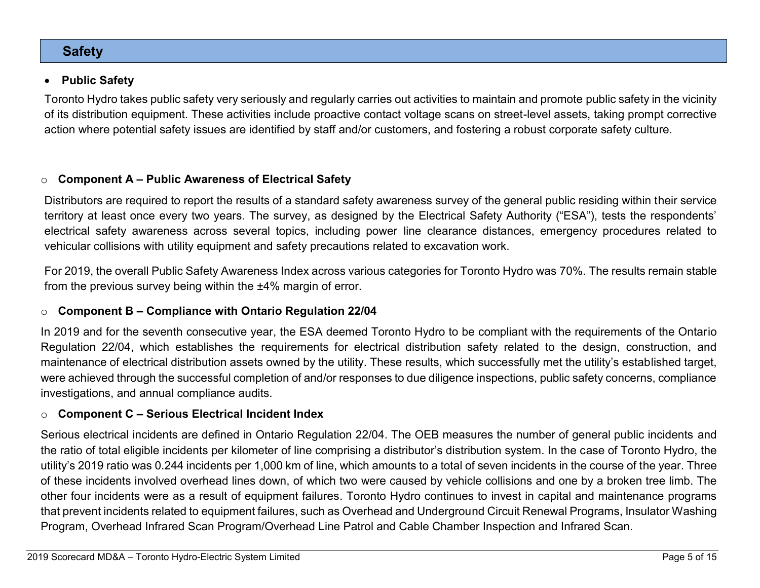## Safety

- **Public Safety**

Toronto Hydro takes public safety very seriously and regularly carries out activities to maintain and promote public safety in the vicinity of its distribution equipment. These activities include proactive contact voltage scans on street-level assets, taking prompt corrective action where potential safety issues are identified by staff and/or customers, and fostering a robust corporate safety culture.

- **Component A – Public Awareness of Electrical Safety**

Distributors are required to report the results of a standard safety awareness survey of the general public residing within their service territory at least once every two years. The survey, as designed by the Electrical Safety Authority ("ESA"), tests the respondents' electrical safety awareness across several topics, including power line clearance distances, emergency procedures related to vehicular collisions with utility equipment and safety precautions related to excavation work.

For 2019, the overall Public Safety Awareness Index across various categories for Toronto Hydro was 70%. The results remain stable from the previous survey being within the ±4% margin of error.

- **Component B – Compliance with Ontario Regulation 22/04**

In 2019 and for the seventh consecutive year, the ESA deemed Toronto Hydro to be compliant with the requirements of the Ontario Regulation 22/04, which establishes the requirements for electrical distribution safety related to the design, construction, and maintenance of electrical distribution assets owned by the utility. These results, which successfully met the utility's established target, were achieved through the successful completion of and/or responses to due diligence inspections, public safety concerns, compliance investigations, and annual compliance audits.

- **Component C – Serious Electrical Incident Index**

Serious electrical incidents are defined in Ontario Regulation 22/04. The OEB measures the number of general public incidents and the ratio of total eligible incidents per kilometer of line comprising a distributor's distribution system. In the case of Toronto Hydro, the utility's 2019 ratio was 0.244 incidents per 1,000 km of line, which amounts to a total of seven incidents in the course of the year. Three of these incidents involved overhead lines down, of which two were caused by vehicle collisions and one by a broken tree limb. The other four incidents were as a result of equipment failures. Toronto Hydro continues to invest in capital and maintenance programs that prevent incidents related to equipment failures, such as Overhead and Underground Circuit Renewal Programs, Insulator Washing Program, Overhead Infrared Scan Program/Overhead Line Patrol and Cable Chamber Inspection and Infrared Scan.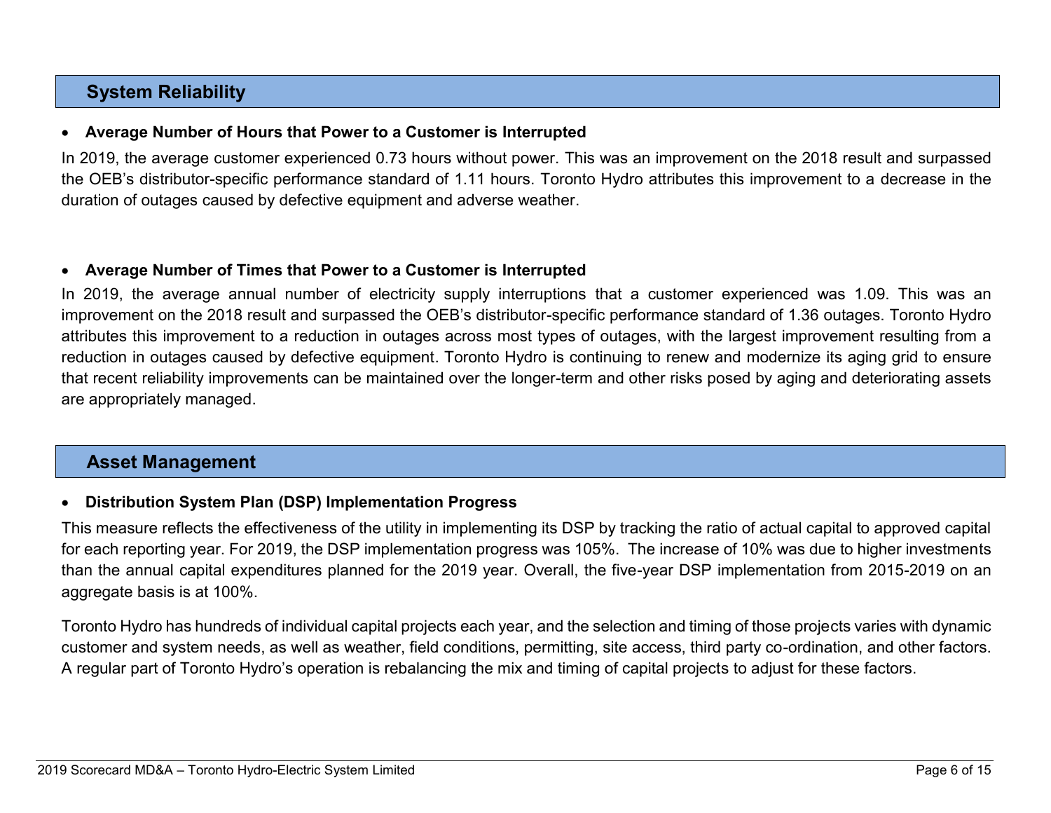## System Reliability

- **Average Number of Hours that Power to a Customer is Interrupted**

In 2019, the average customer experienced 0.73 hours without power. This was an improvement on the 2018 result and surpassed the OEB's distributor-specific performance standard of 1.11 hours. Toronto Hydro attributes this improvement to a decrease in the duration of outages caused by defective equipment and adverse weather.

- **Average Number of Times that Power to a Customer is Interrupted**

In 2019, the average annual number of electricity supply interruptions that a customer experienced was 1.09. This was an improvement on the 2018 result and surpassed the OEB's distributor-specific performance standard of 1.36 outages. Toronto Hydro attributes this improvement to a reduction in outages across most types of outages, with the largest improvement resulting from a reduction in outages caused by defective equipment. Toronto Hydro is continuing to renew and modernize its aging grid to ensure that recent reliability improvements can be maintained over the longer-term and other risks posed by aging and deteriorating assets are appropriately managed.

## Asset Management

- **Distribution System Plan (DSP) Implementation Progress**

This measure reflects the effectiveness of the utility in implementing its DSP by tracking the ratio of actual capital to approved capital for each reporting year. For 2019, the DSP implementation progress was 105%. The increase of 10% was due to higher investments than the annual capital expenditures planned for the 2019 year. Overall, the five-year DSP implementation from 2015-2019 on an aggregate basis is at 100%.

Toronto Hydro has hundreds of individual capital projects each year, and the selection and timing of those projects varies with dynamic customer and system needs, as well as weather, field conditions, permitting, site access, third party co-ordination, and other factors. A regular part of Toronto Hydro's operation is rebalancing the mix and timing of capital projects to adjust for these factors.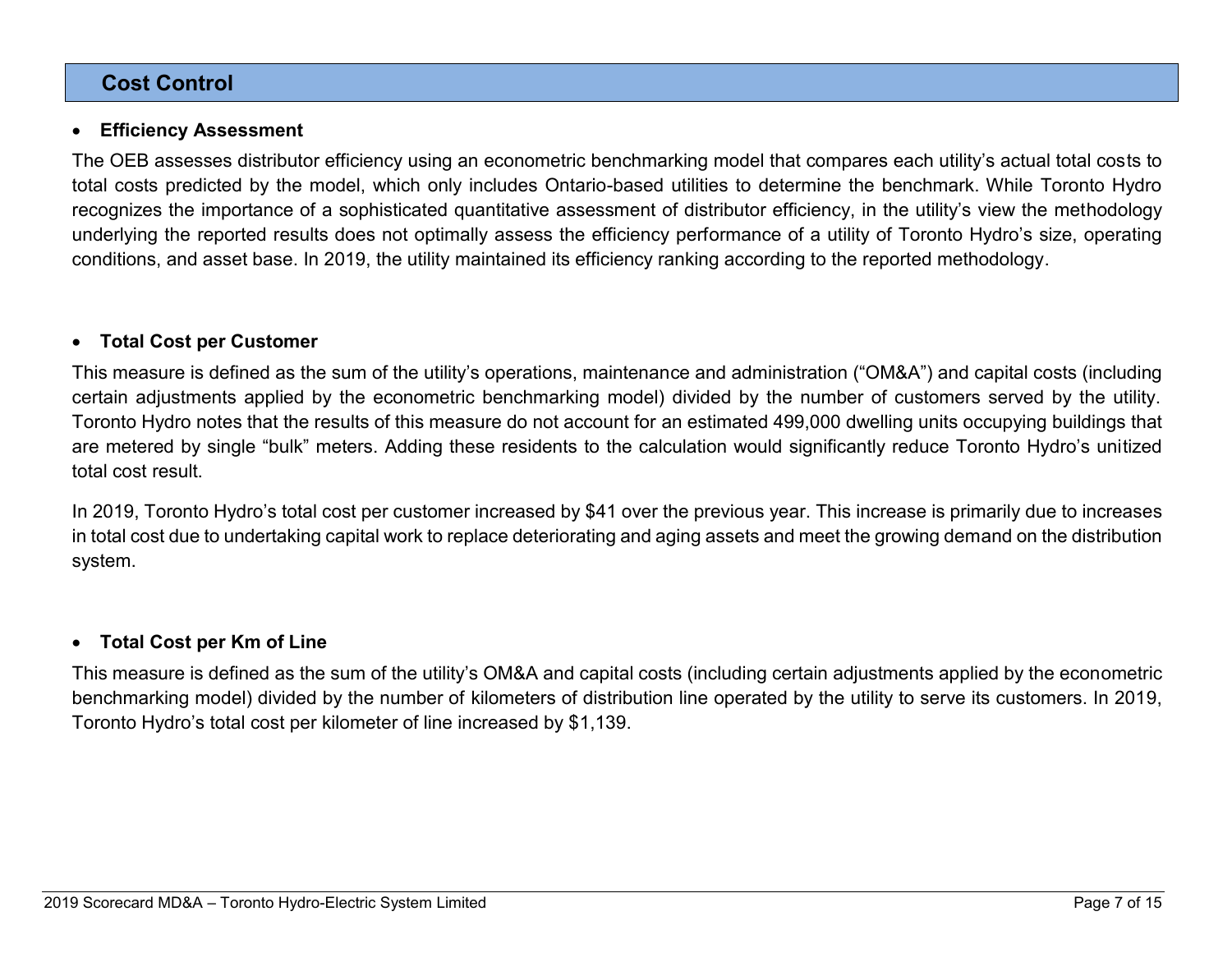## Cost Control

- **Efficiency Assessment**

The OEB assesses distributor efficiency using an econometric benchmarking model that compares each utility's actual total costs to total costs predicted by the model, which only includes Ontario-based utilities to determine the benchmark. While Toronto Hydro recognizes the importance of a sophisticated quantitative assessment of distributor efficiency, in the utility's view the methodology underlying the reported results does not optimally assess the efficiency performance of a utility of Toronto Hydro's size, operating conditions, and asset base. In 2019, the utility maintained its efficiency ranking according to the reported methodology.

- **Total Cost per Customer**

This measure is defined as the sum of the utility's operations, maintenance and administration ("OM&A") and capital costs (including certain adjustments applied by the econometric benchmarking model) divided by the number of customers served by the utility. Toronto Hydro notes that the results of this measure do not account for an estimated 499,000 dwelling units occupying buildings that are metered by single "bulk" meters. Adding these residents to the calculation would significantly reduce Toronto Hydro's unitized total cost result.

In 2019, Toronto Hydro's total cost per customer increased by $41 over the previous year. This increase is primarily due to increases in total cost due to undertaking capital work to replace deteriorating and aging assets and meet the growing demand on the distribution system.

- **Total Cost per Km of Line**

This measure is defined as the sum of the utility's OM&A and capital costs (including certain adjustments applied by the econometric benchmarking model) divided by the number of kilometers of distribution line operated by the utility to serve its customers. In 2019, Toronto Hydro's total cost per kilometer of line increased by $1,139.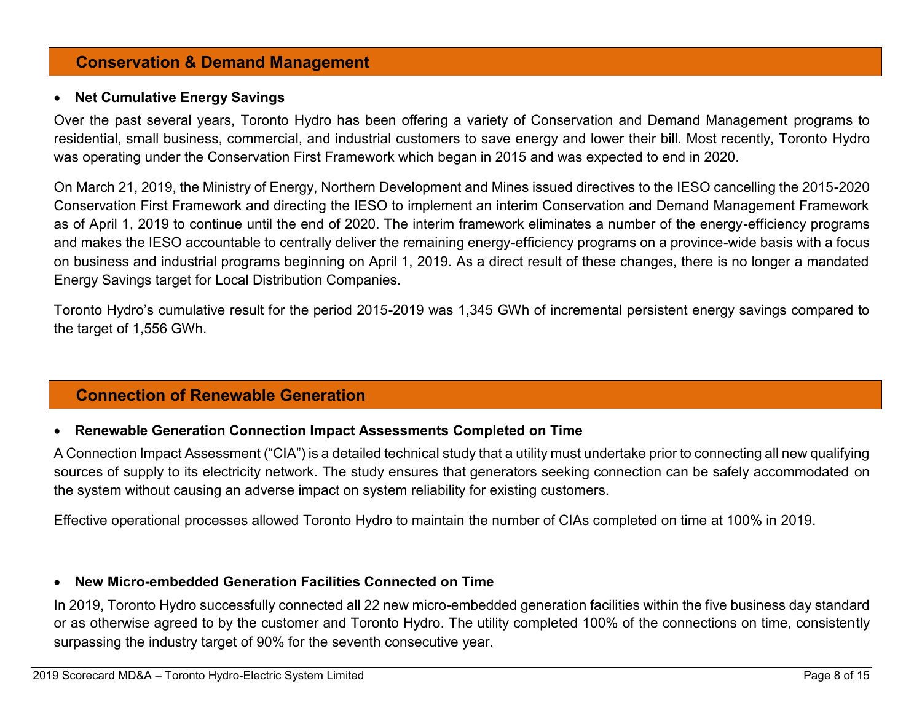## Conservation & Demand Management

- **Net Cumulative Energy Savings**

Over the past several years, Toronto Hydro has been offering a variety of Conservation and Demand Management programs to residential, small business, commercial, and industrial customers to save energy and lower their bill. Most recently, Toronto Hydro was operating under the Conservation First Framework which began in 2015 and was expected to end in 2020.

On March 21, 2019, the Ministry of Energy, Northern Development and Mines issued directives to the IESO cancelling the 2015-2020 Conservation First Framework and directing the IESO to implement an interim Conservation and Demand Management Framework as of April 1, 2019 to continue until the end of 2020. The interim framework eliminates a number of the energy-efficiency programs and makes the IESO accountable to centrally deliver the remaining energy-efficiency programs on a province-wide basis with a focus on business and industrial programs beginning on April 1, 2019. As a direct result of these changes, there is no longer a mandated Energy Savings target for Local Distribution Companies.

Toronto Hydro's cumulative result for the period 2015-2019 was 1,345 GWh of incremental persistent energy savings compared to the target of 1,556 GWh.

## Connection of Renewable Generation

- **Renewable Generation Connection Impact Assessments Completed on Time**

A Connection Impact Assessment ("CIA") is a detailed technical study that a utility must undertake prior to connecting all new qualifying sources of supply to its electricity network. The study ensures that generators seeking connection can be safely accommodated on the system without causing an adverse impact on system reliability for existing customers.

Effective operational processes allowed Toronto Hydro to maintain the number of CIAs completed on time at 100% in 2019.

- **New Micro-embedded Generation Facilities Connected on Time**

In 2019, Toronto Hydro successfully connected all 22 new micro-embedded generation facilities within the five business day standard or as otherwise agreed to by the customer and Toronto Hydro. The utility completed 100% of the connections on time, consistently surpassing the industry target of 90% for the seventh consecutive year.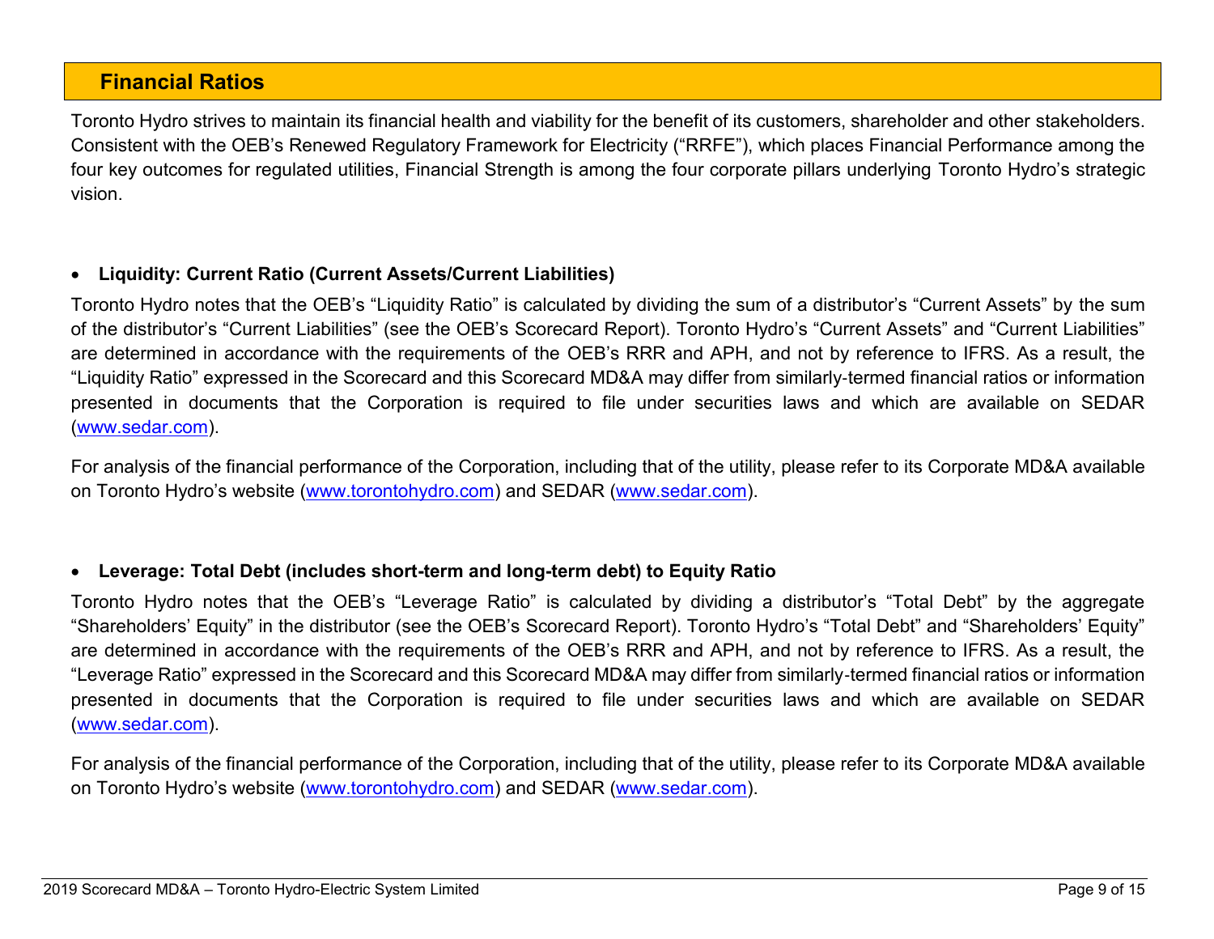## Financial Ratios

Toronto Hydro strives to maintain its financial health and viability for the benefit of its customers, shareholder and other stakeholders. Consistent with the OEB's Renewed Regulatory Framework for Electricity ("RRFE"), which places Financial Performance among the four key outcomes for regulated utilities, Financial Strength is among the four corporate pillars underlying Toronto Hydro's strategic vision.

- **Liquidity: Current Ratio (Current Assets/Current Liabilities)**

Toronto Hydro notes that the OEB's "Liquidity Ratio" is calculated by dividing the sum of a distributor's "Current Assets" by the sum of the distributor's "Current Liabilities" (see the OEB's Scorecard Report). Toronto Hydro's "Current Assets" and "Current Liabilities" are determined in accordance with the requirements of the OEB's RRR and APH, and not by reference to IFRS. As a result, the "Liquidity Ratio" expressed in the Scorecard and this Scorecard MD&A may differ from similarly-termed financial ratios or information presented in documents that the Corporation is required to file under securities laws and which are available on SEDAR (www.sedar.com).

For analysis of the financial performance of the Corporation, including that of the utility, please refer to its Corporate MD&A available on Toronto Hydro's website (www.torontohydro.com) and SEDAR (www.sedar.com).

- **Leverage: Total Debt (includes short-term and long-term debt) to Equity Ratio**

Toronto Hydro notes that the OEB's "Leverage Ratio" is calculated by dividing a distributor's "Total Debt" by the aggregate "Shareholders' Equity" in the distributor (see the OEB's Scorecard Report). Toronto Hydro's "Total Debt" and "Shareholders' Equity" are determined in accordance with the requirements of the OEB's RRR and APH, and not by reference to IFRS. As a result, the "Leverage Ratio" expressed in the Scorecard and this Scorecard MD&A may differ from similarly-termed financial ratios or information presented in documents that the Corporation is required to file under securities laws and which are available on SEDAR (www.sedar.com).

For analysis of the financial performance of the Corporation, including that of the utility, please refer to its Corporate MD&A available on Toronto Hydro's website (www.torontohydro.com) and SEDAR (www.sedar.com).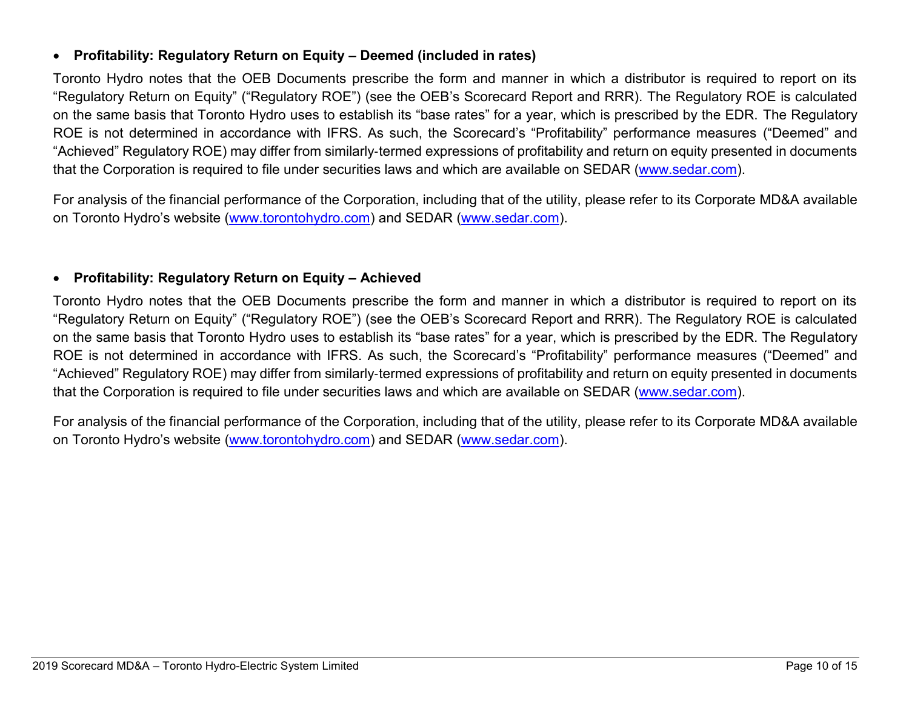- **Profitability: Regulatory Return on Equity – Deemed (included in rates)**

Toronto Hydro notes that the OEB Documents prescribe the form and manner in which a distributor is required to report on its "Regulatory Return on Equity" ("Regulatory ROE") (see the OEB's Scorecard Report and RRR). The Regulatory ROE is calculated on the same basis that Toronto Hydro uses to establish its "base rates" for a year, which is prescribed by the EDR. The Regulatory ROE is not determined in accordance with IFRS. As such, the Scorecard's "Profitability" performance measures ("Deemed" and "Achieved" Regulatory ROE) may differ from similarly-termed expressions of profitability and return on equity presented in documents that the Corporation is required to file under securities laws and which are available on SEDAR (www.sedar.com).

For analysis of the financial performance of the Corporation, including that of the utility, please refer to its Corporate MD&A available on Toronto Hydro's website (www.torontohydro.com) and SEDAR (www.sedar.com).

- **Profitability: Regulatory Return on Equity – Achieved**

Toronto Hydro notes that the OEB Documents prescribe the form and manner in which a distributor is required to report on its "Regulatory Return on Equity" ("Regulatory ROE") (see the OEB's Scorecard Report and RRR). The Regulatory ROE is calculated on the same basis that Toronto Hydro uses to establish its "base rates" for a year, which is prescribed by the EDR. The Regulatory ROE is not determined in accordance with IFRS. As such, the Scorecard's "Profitability" performance measures ("Deemed" and "Achieved" Regulatory ROE) may differ from similarly-termed expressions of profitability and return on equity presented in documents that the Corporation is required to file under securities laws and which are available on SEDAR (www.sedar.com).

For analysis of the financial performance of the Corporation, including that of the utility, please refer to its Corporate MD&A available on Toronto Hydro's website (www.torontohydro.com) and SEDAR (www.sedar.com).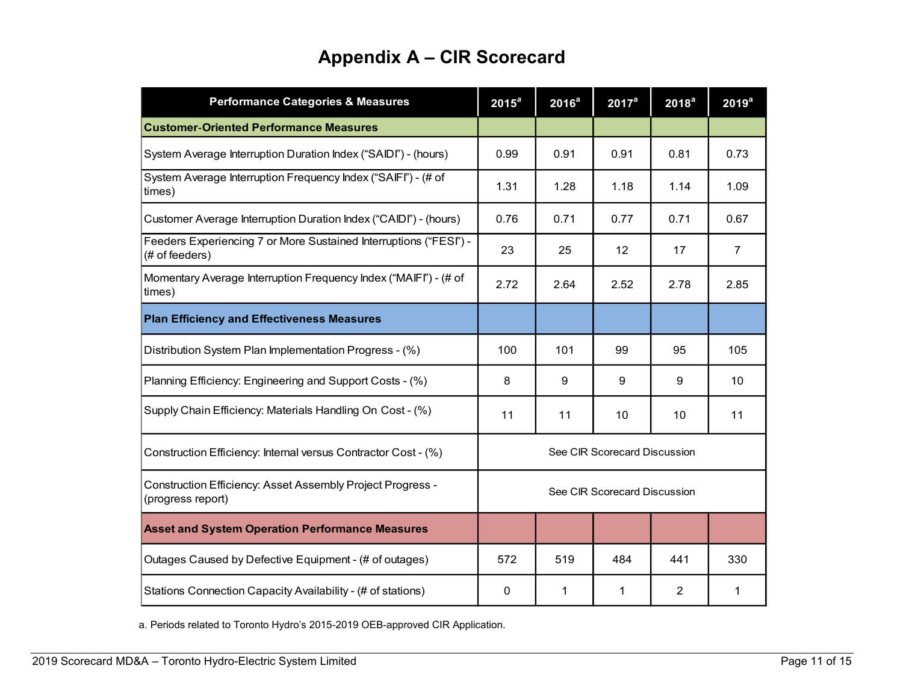# Appendix A – CIR Scorecard

| Performance Categories & Measures | 2015[a] | 2016[a] | 2017[a] | 2018[a] | 2019[a] |
|---|---|---|---|---|---|
| **Customer-Oriented Performance Measures** | | | | | |
| System Average Interruption Duration Index (“SAIDI”) - (hours) | 0.99 | 0.91 | 0.91 | 0.81 | 0.73 |
| System Average Interruption Frequency Index (“SAIFI”) - (# of times) | 1.31 | 1.28 | 1.18 | 1.14 | 1.09 |
| Customer Average Interruption Duration Index (“CAIDI”) - (hours) | 0.76 | 0.71 | 0.77 | 0.71 | 0.67 |
| Feeders Experiencing 7 or More Sustained Interruptions (“FESI”) - (# of feeders) | 23 | 25 | 12 | 17 | 7 |
| Momentary Average Interruption Frequency Index (“MAIFI”) - (# of times) | 2.72 | 2.64 | 2.52 | 2.78 | 2.85 |
| **Plan Efficiency and Effectiveness Measures** | | | | | |
| Distribution System Plan Implementation Progress - (%) | 100 | 101 | 99 | 95 | 105 |
| Planning Efficiency: Engineering and Support Costs - (%) | 8 | 9 | 9 | 9 | 10 |
| Supply Chain Efficiency: Materials Handling On Cost - (%) | 11 | 11 | 10 | 10 | 11 |
| Construction Efficiency: Internal versus Contractor Cost - (%) | See CIR Scorecard Discussion | | | | |
| Construction Efficiency: Asset Assembly Project Progress - (progress report) | See CIR Scorecard Discussion | | | | |
| **Asset and System Operation Performance Measures** | | | | | |
| Outages Caused by Defective Equipment - (# of outages) | 572 | 519 | 484 | 441 | 330 |
| Stations Connection Capacity Availability - (# of stations) | 0 | 1 | 1 | 2 | 1 |

a. Periods related to Toronto Hydro’s 2015-2019 OEB-approved CIR Application.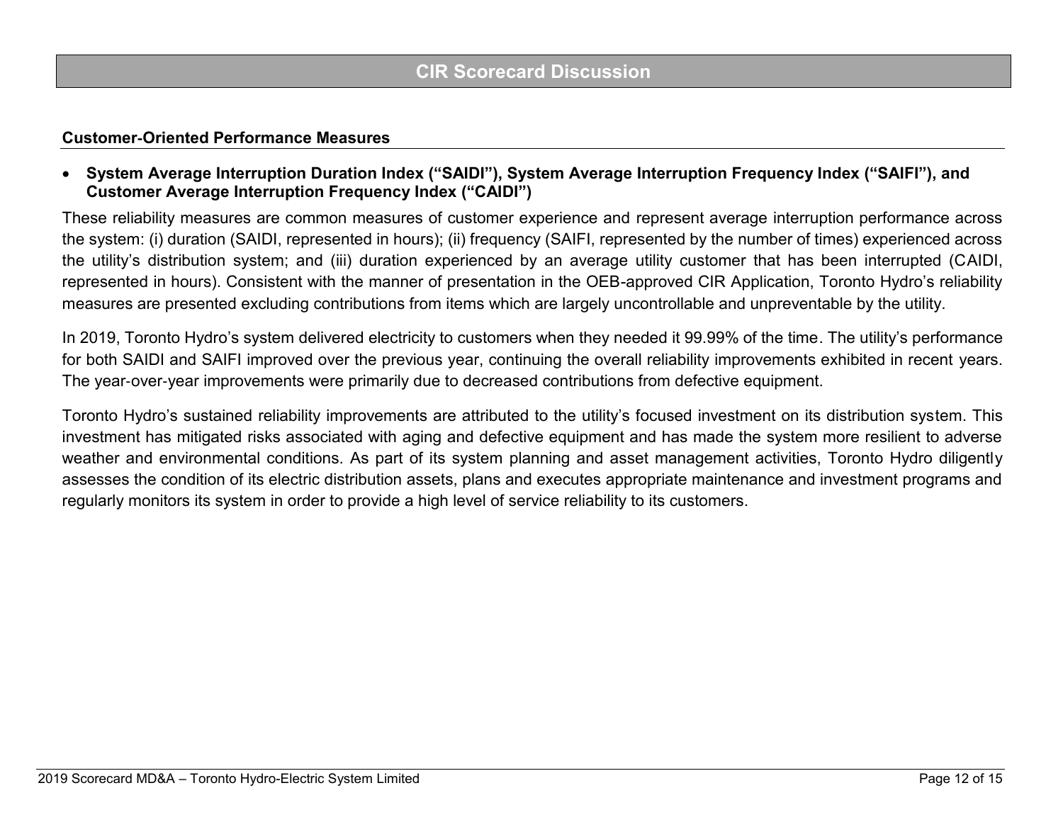## CIR Scorecard Discussion

### Customer-Oriented Performance Measures

- **System Average Interruption Duration Index ("SAIDI"), System Average Interruption Frequency Index ("SAIFI"), and Customer Average Interruption Frequency Index ("CAIDI")**

These reliability measures are common measures of customer experience and represent average interruption performance across the system: (i) duration (SAIDI, represented in hours); (ii) frequency (SAIFI, represented by the number of times) experienced across the utility's distribution system; and (iii) duration experienced by an average utility customer that has been interrupted (CAIDI, represented in hours). Consistent with the manner of presentation in the OEB-approved CIR Application, Toronto Hydro's reliability measures are presented excluding contributions from items which are largely uncontrollable and unpreventable by the utility.

In 2019, Toronto Hydro's system delivered electricity to customers when they needed it 99.99% of the time. The utility's performance for both SAIDI and SAIFI improved over the previous year, continuing the overall reliability improvements exhibited in recent years. The year-over-year improvements were primarily due to decreased contributions from defective equipment.

Toronto Hydro's sustained reliability improvements are attributed to the utility's focused investment on its distribution system. This investment has mitigated risks associated with aging and defective equipment and has made the system more resilient to adverse weather and environmental conditions. As part of its system planning and asset management activities, Toronto Hydro diligently assesses the condition of its electric distribution assets, plans and executes appropriate maintenance and investment programs and regularly monitors its system in order to provide a high level of service reliability to its customers.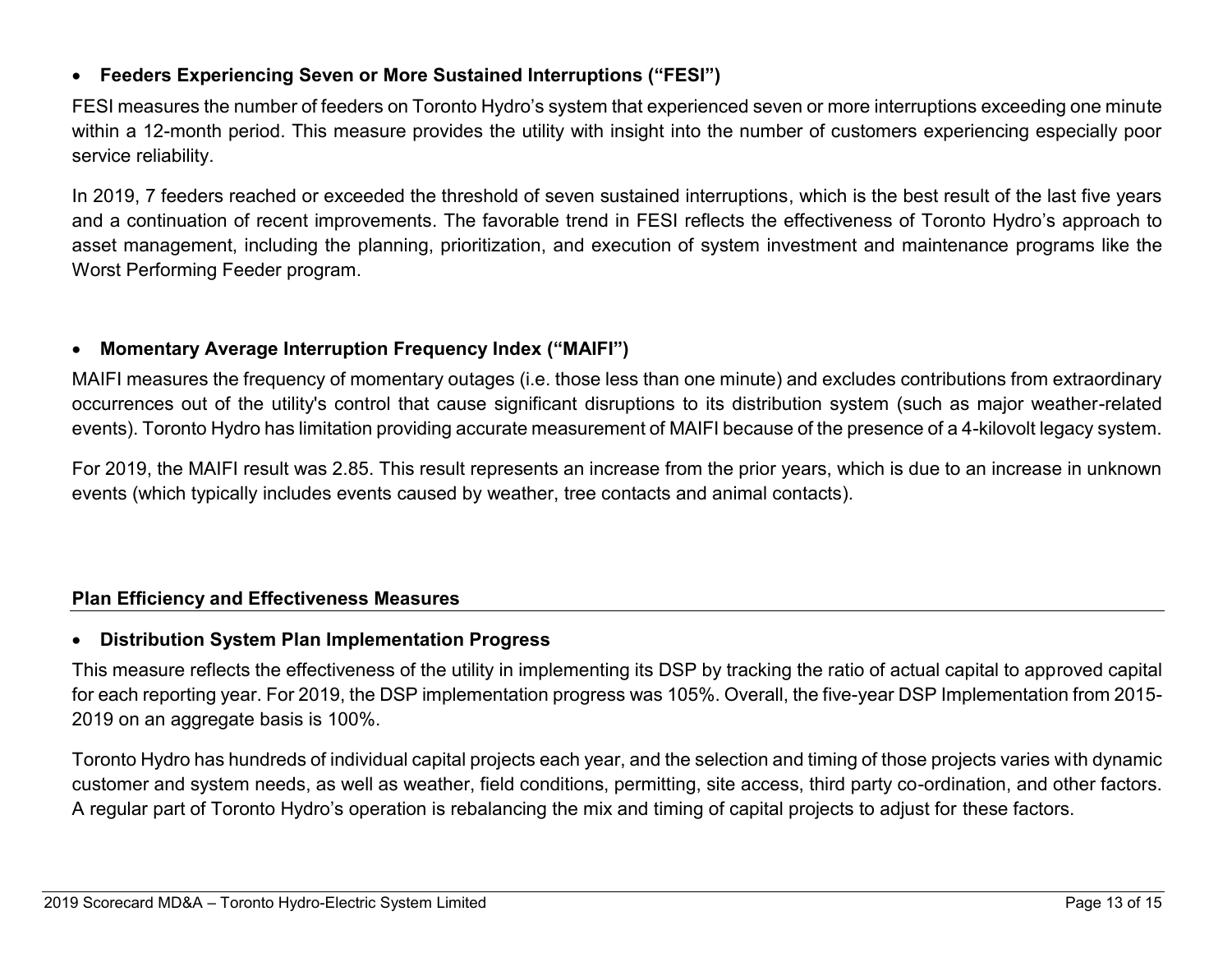- **Feeders Experiencing Seven or More Sustained Interruptions (“FESI”)**

FESI measures the number of feeders on Toronto Hydro’s system that experienced seven or more interruptions exceeding one minute within a 12-month period. This measure provides the utility with insight into the number of customers experiencing especially poor service reliability.

In 2019, 7 feeders reached or exceeded the threshold of seven sustained interruptions, which is the best result of the last five years and a continuation of recent improvements. The favorable trend in FESI reflects the effectiveness of Toronto Hydro’s approach to asset management, including the planning, prioritization, and execution of system investment and maintenance programs like the Worst Performing Feeder program.

- **Momentary Average Interruption Frequency Index (“MAIFI”)**

MAIFI measures the frequency of momentary outages (i.e. those less than one minute) and excludes contributions from extraordinary occurrences out of the utility's control that cause significant disruptions to its distribution system (such as major weather-related events). Toronto Hydro has limitation providing accurate measurement of MAIFI because of the presence of a 4-kilovolt legacy system.

For 2019, the MAIFI result was 2.85. This result represents an increase from the prior years, which is due to an increase in unknown events (which typically includes events caused by weather, tree contacts and animal contacts).

## Plan Efficiency and Effectiveness Measures

- **Distribution System Plan Implementation Progress**

This measure reflects the effectiveness of the utility in implementing its DSP by tracking the ratio of actual capital to approved capital for each reporting year. For 2019, the DSP implementation progress was 105%. Overall, the five-year DSP Implementation from 2015-2019 on an aggregate basis is 100%.

Toronto Hydro has hundreds of individual capital projects each year, and the selection and timing of those projects varies with dynamic customer and system needs, as well as weather, field conditions, permitting, site access, third party co-ordination, and other factors. A regular part of Toronto Hydro’s operation is rebalancing the mix and timing of capital projects to adjust for these factors.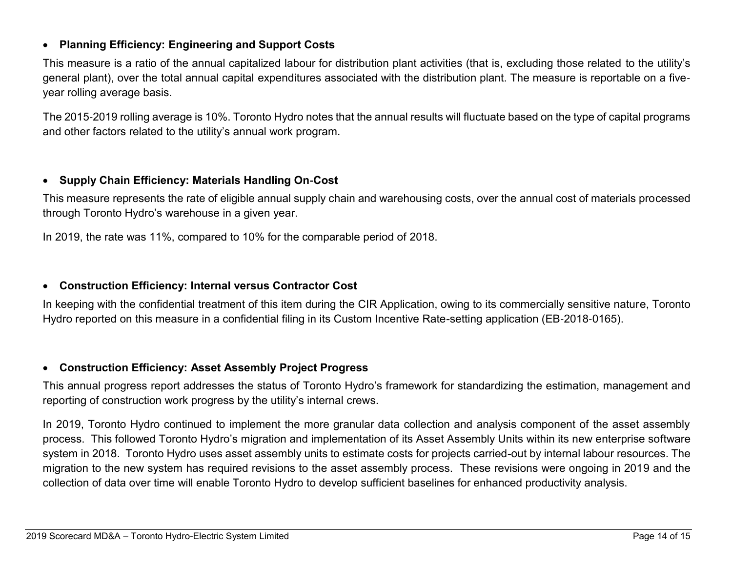- **Planning Efficiency: Engineering and Support Costs**

This measure is a ratio of the annual capitalized labour for distribution plant activities (that is, excluding those related to the utility's general plant), over the total annual capital expenditures associated with the distribution plant. The measure is reportable on a five-year rolling average basis.

The 2015-2019 rolling average is 10%. Toronto Hydro notes that the annual results will fluctuate based on the type of capital programs and other factors related to the utility's annual work program.

- **Supply Chain Efficiency: Materials Handling On-Cost**

This measure represents the rate of eligible annual supply chain and warehousing costs, over the annual cost of materials processed through Toronto Hydro's warehouse in a given year.

In 2019, the rate was 11%, compared to 10% for the comparable period of 2018.

- **Construction Efficiency: Internal versus Contractor Cost**

In keeping with the confidential treatment of this item during the CIR Application, owing to its commercially sensitive nature, Toronto Hydro reported on this measure in a confidential filing in its Custom Incentive Rate-setting application (EB-2018-0165).

- **Construction Efficiency: Asset Assembly Project Progress**

This annual progress report addresses the status of Toronto Hydro's framework for standardizing the estimation, management and reporting of construction work progress by the utility's internal crews.

In 2019, Toronto Hydro continued to implement the more granular data collection and analysis component of the asset assembly process. This followed Toronto Hydro's migration and implementation of its Asset Assembly Units within its new enterprise software system in 2018. Toronto Hydro uses asset assembly units to estimate costs for projects carried-out by internal labour resources. The migration to the new system has required revisions to the asset assembly process. These revisions were ongoing in 2019 and the collection of data over time will enable Toronto Hydro to develop sufficient baselines for enhanced productivity analysis.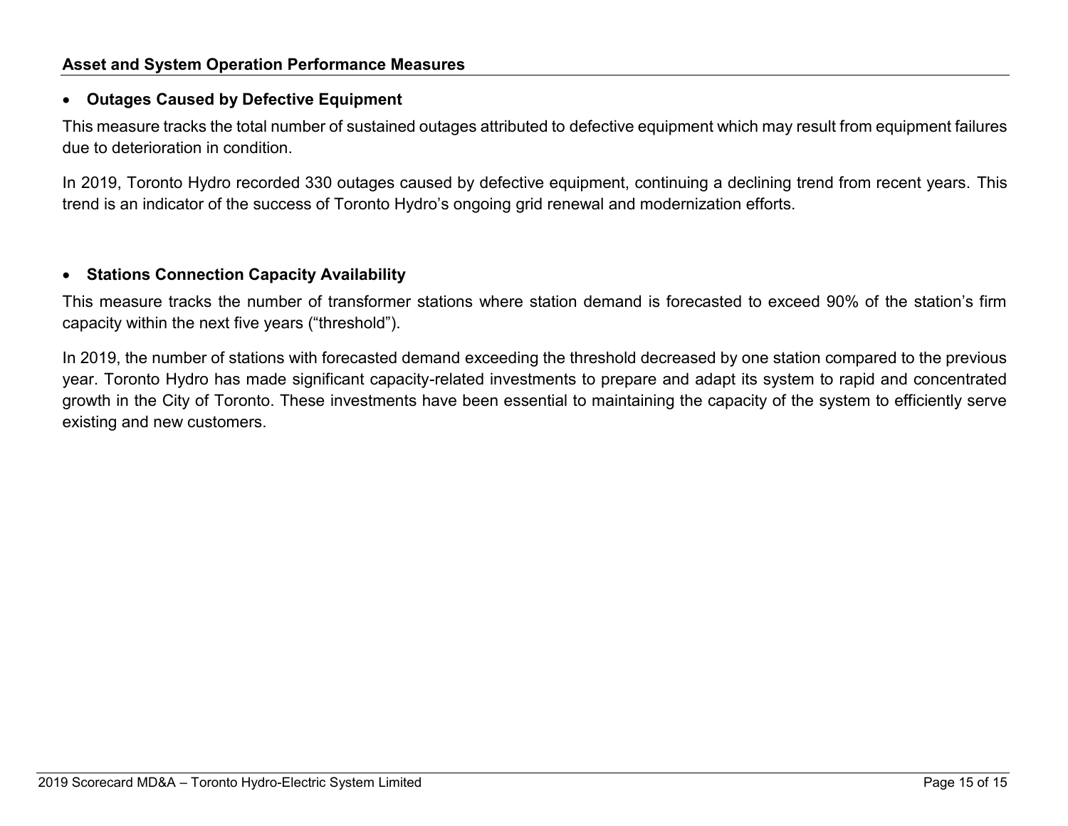## Asset and System Operation Performance Measures

- **Outages Caused by Defective Equipment**

This measure tracks the total number of sustained outages attributed to defective equipment which may result from equipment failures due to deterioration in condition.

In 2019, Toronto Hydro recorded 330 outages caused by defective equipment, continuing a declining trend from recent years. This trend is an indicator of the success of Toronto Hydro's ongoing grid renewal and modernization efforts.

- **Stations Connection Capacity Availability**

This measure tracks the number of transformer stations where station demand is forecasted to exceed 90% of the station's firm capacity within the next five years ("threshold").

In 2019, the number of stations with forecasted demand exceeding the threshold decreased by one station compared to the previous year. Toronto Hydro has made significant capacity-related investments to prepare and adapt its system to rapid and concentrated growth in the City of Toronto. These investments have been essential to maintaining the capacity of the system to efficiently serve existing and new customers.